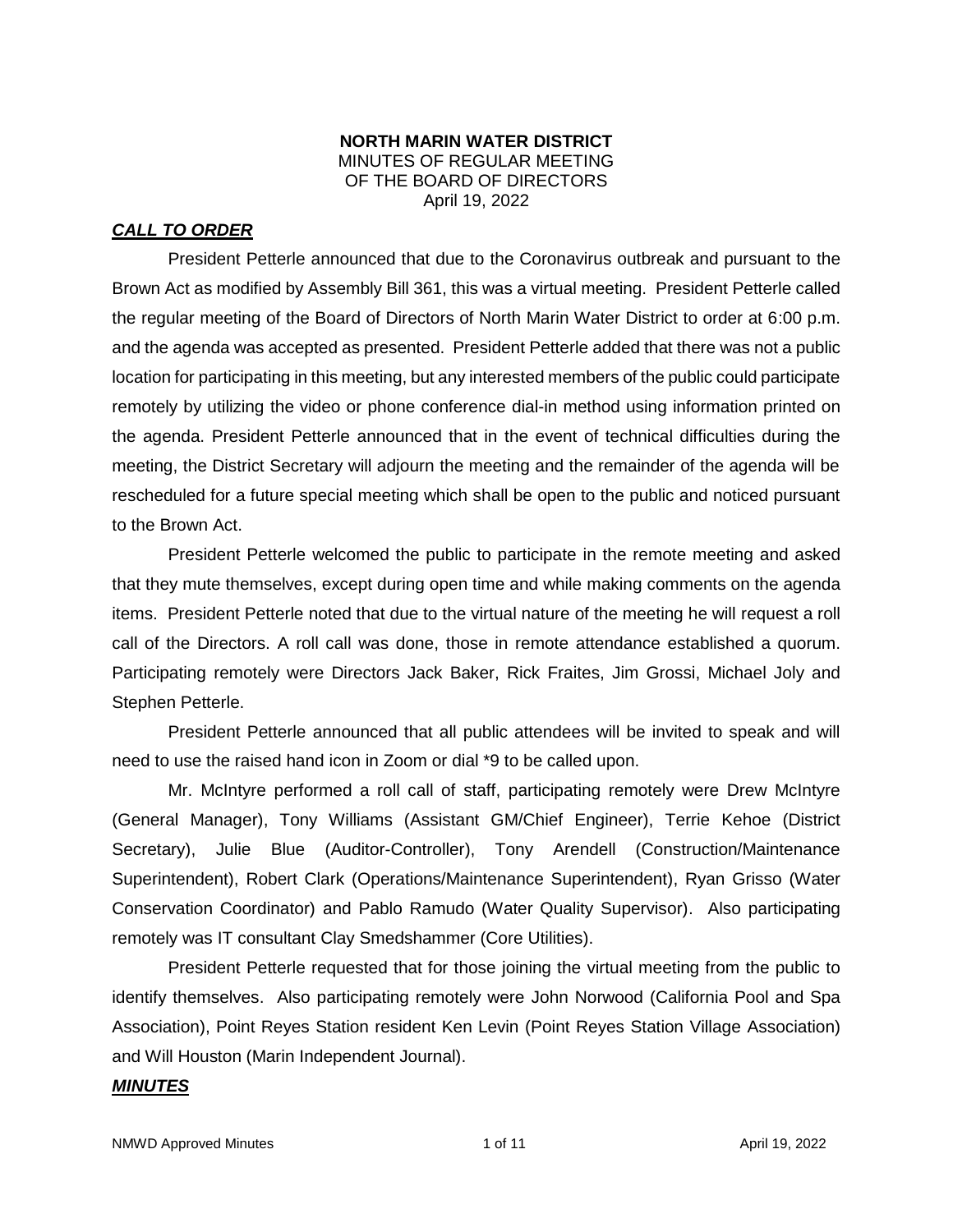**NORTH MARIN WATER DISTRICT**
MINUTES OF REGULAR MEETING
OF THE BOARD OF DIRECTORS
April 19, 2022

***CALL TO ORDER***

President Petterle announced that due to the Coronavirus outbreak and pursuant to the Brown Act as modified by Assembly Bill 361, this was a virtual meeting. President Petterle called the regular meeting of the Board of Directors of North Marin Water District to order at 6:00 p.m. and the agenda was accepted as presented. President Petterle added that there was not a public location for participating in this meeting, but any interested members of the public could participate remotely by utilizing the video or phone conference dial-in method using information printed on the agenda. President Petterle announced that in the event of technical difficulties during the meeting, the District Secretary will adjourn the meeting and the remainder of the agenda will be rescheduled for a future special meeting which shall be open to the public and noticed pursuant to the Brown Act.

President Petterle welcomed the public to participate in the remote meeting and asked that they mute themselves, except during open time and while making comments on the agenda items. President Petterle noted that due to the virtual nature of the meeting he will request a roll call of the Directors. A roll call was done, those in remote attendance established a quorum. Participating remotely were Directors Jack Baker, Rick Fraites, Jim Grossi, Michael Joly and Stephen Petterle.

President Petterle announced that all public attendees will be invited to speak and will need to use the raised hand icon in Zoom or dial *9 to be called upon.

Mr. McIntyre performed a roll call of staff, participating remotely were Drew McIntyre (General Manager), Tony Williams (Assistant GM/Chief Engineer), Terrie Kehoe (District Secretary), Julie Blue (Auditor-Controller), Tony Arendell (Construction/Maintenance Superintendent), Robert Clark (Operations/Maintenance Superintendent), Ryan Grisso (Water Conservation Coordinator) and Pablo Ramudo (Water Quality Supervisor). Also participating remotely was IT consultant Clay Smedshammer (Core Utilities).

President Petterle requested that for those joining the virtual meeting from the public to identify themselves. Also participating remotely were John Norwood (California Pool and Spa Association), Point Reyes Station resident Ken Levin (Point Reyes Station Village Association) and Will Houston (Marin Independent Journal).

***MINUTES***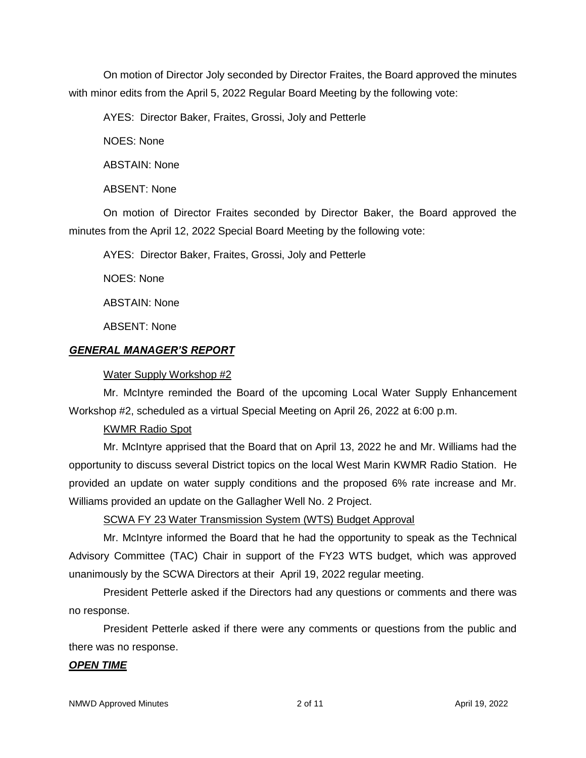On motion of Director Joly seconded by Director Fraites, the Board approved the minutes with minor edits from the April 5, 2022 Regular Board Meeting by the following vote:

AYES: Director Baker, Fraites, Grossi, Joly and Petterle

NOES: None

ABSTAIN: None

ABSENT: None

On motion of Director Fraites seconded by Director Baker, the Board approved the minutes from the April 12, 2022 Special Board Meeting by the following vote:

AYES: Director Baker, Fraites, Grossi, Joly and Petterle

NOES: None

ABSTAIN: None

ABSENT: None

***GENERAL MANAGER'S REPORT***

Water Supply Workshop #2

Mr. McIntyre reminded the Board of the upcoming Local Water Supply Enhancement Workshop #2, scheduled as a virtual Special Meeting on April 26, 2022 at 6:00 p.m.

KWMR Radio Spot

Mr. McIntyre apprised that the Board that on April 13, 2022 he and Mr. Williams had the opportunity to discuss several District topics on the local West Marin KWMR Radio Station. He provided an update on water supply conditions and the proposed 6% rate increase and Mr. Williams provided an update on the Gallagher Well No. 2 Project.

SCWA FY 23 Water Transmission System (WTS) Budget Approval

Mr. McIntyre informed the Board that he had the opportunity to speak as the Technical Advisory Committee (TAC) Chair in support of the FY23 WTS budget, which was approved unanimously by the SCWA Directors at their April 19, 2022 regular meeting.

President Petterle asked if the Directors had any questions or comments and there was no response.

President Petterle asked if there were any comments or questions from the public and there was no response.

***OPEN TIME***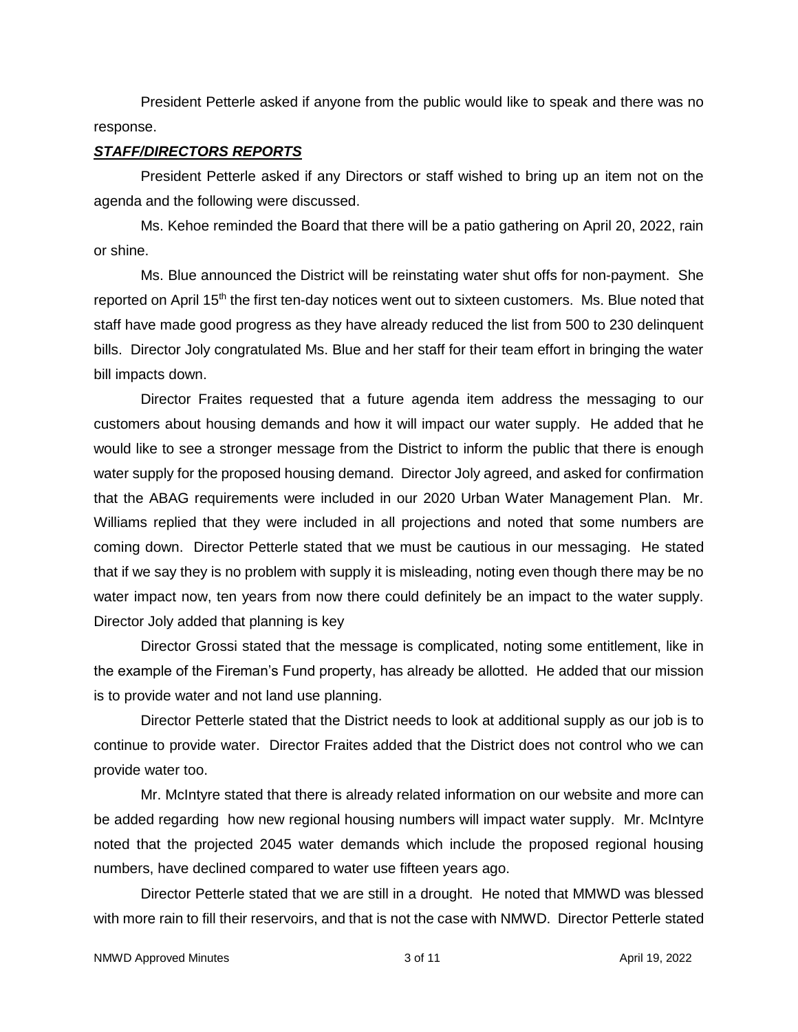President Petterle asked if anyone from the public would like to speak and there was no response.

***STAFF/DIRECTORS REPORTS***

President Petterle asked if any Directors or staff wished to bring up an item not on the agenda and the following were discussed.

Ms. Kehoe reminded the Board that there will be a patio gathering on April 20, 2022, rain or shine.

Ms. Blue announced the District will be reinstating water shut offs for non-payment. She reported on April 15th the first ten-day notices went out to sixteen customers. Ms. Blue noted that staff have made good progress as they have already reduced the list from 500 to 230 delinquent bills. Director Joly congratulated Ms. Blue and her staff for their team effort in bringing the water bill impacts down.

Director Fraites requested that a future agenda item address the messaging to our customers about housing demands and how it will impact our water supply. He added that he would like to see a stronger message from the District to inform the public that there is enough water supply for the proposed housing demand. Director Joly agreed, and asked for confirmation that the ABAG requirements were included in our 2020 Urban Water Management Plan. Mr. Williams replied that they were included in all projections and noted that some numbers are coming down. Director Petterle stated that we must be cautious in our messaging. He stated that if we say they is no problem with supply it is misleading, noting even though there may be no water impact now, ten years from now there could definitely be an impact to the water supply. Director Joly added that planning is key

Director Grossi stated that the message is complicated, noting some entitlement, like in the example of the Fireman's Fund property, has already be allotted. He added that our mission is to provide water and not land use planning.

Director Petterle stated that the District needs to look at additional supply as our job is to continue to provide water. Director Fraites added that the District does not control who we can provide water too.

Mr. McIntyre stated that there is already related information on our website and more can be added regarding how new regional housing numbers will impact water supply. Mr. McIntyre noted that the projected 2045 water demands which include the proposed regional housing numbers, have declined compared to water use fifteen years ago.

Director Petterle stated that we are still in a drought. He noted that MMWD was blessed with more rain to fill their reservoirs, and that is not the case with NMWD. Director Petterle stated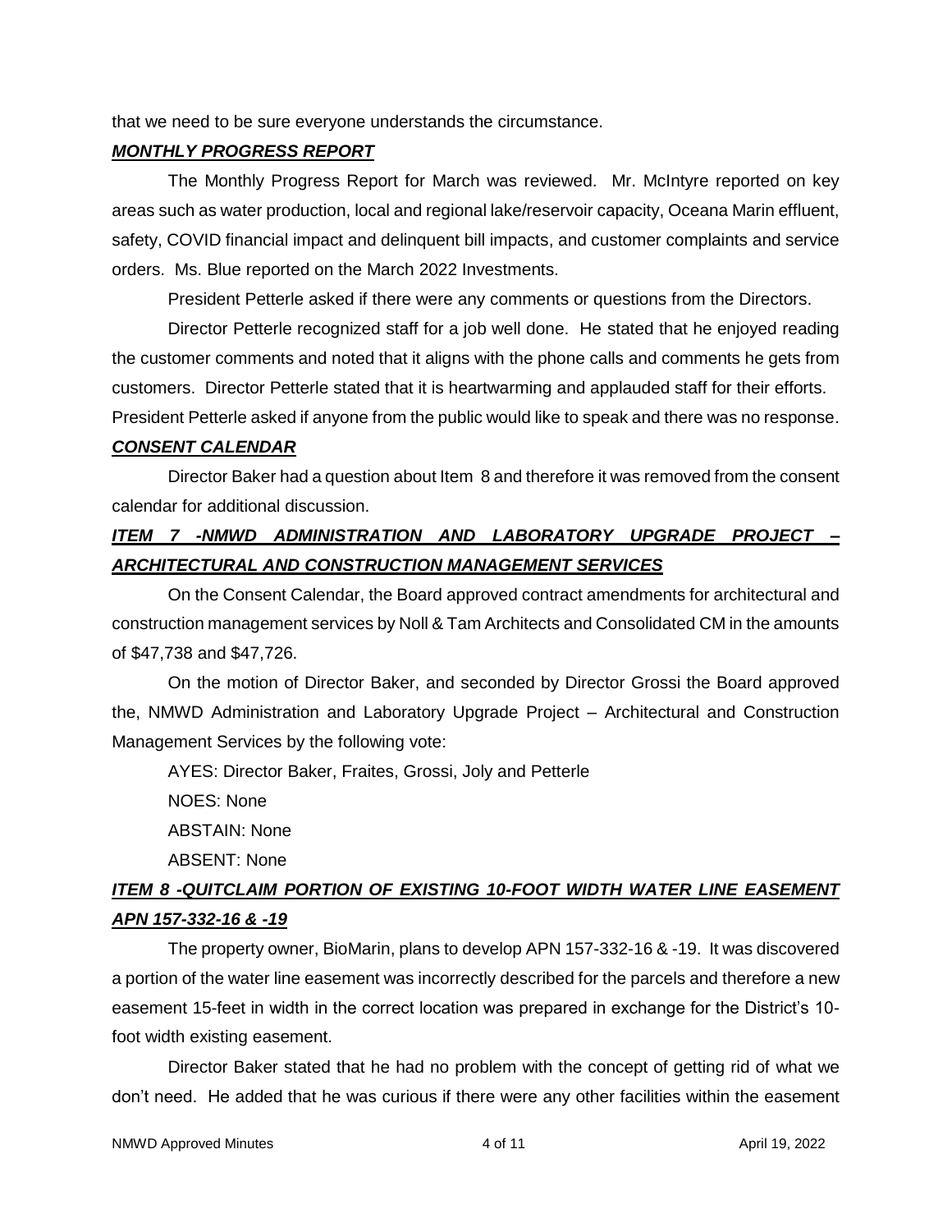that we need to be sure everyone understands the circumstance.

***MONTHLY PROGRESS REPORT***

The Monthly Progress Report for March was reviewed. Mr. McIntyre reported on key areas such as water production, local and regional lake/reservoir capacity, Oceana Marin effluent, safety, COVID financial impact and delinquent bill impacts, and customer complaints and service orders. Ms. Blue reported on the March 2022 Investments.

President Petterle asked if there were any comments or questions from the Directors.

Director Petterle recognized staff for a job well done. He stated that he enjoyed reading the customer comments and noted that it aligns with the phone calls and comments he gets from customers. Director Petterle stated that it is heartwarming and applauded staff for their efforts.

President Petterle asked if anyone from the public would like to speak and there was no response.

***CONSENT CALENDAR***

Director Baker had a question about Item 8 and therefore it was removed from the consent calendar for additional discussion.

***ITEM 7 -NMWD ADMINISTRATION AND LABORATORY UPGRADE PROJECT – ARCHITECTURAL AND CONSTRUCTION MANAGEMENT SERVICES***

On the Consent Calendar, the Board approved contract amendments for architectural and construction management services by Noll & Tam Architects and Consolidated CM in the amounts of $47,738 and $47,726.

On the motion of Director Baker, and seconded by Director Grossi the Board approved the, NMWD Administration and Laboratory Upgrade Project – Architectural and Construction Management Services by the following vote:

AYES: Director Baker, Fraites, Grossi, Joly and Petterle

NOES: None

ABSTAIN: None

ABSENT: None

***ITEM 8 -QUITCLAIM PORTION OF EXISTING 10-FOOT WIDTH WATER LINE EASEMENT APN 157-332-16 & -19***

The property owner, BioMarin, plans to develop APN 157-332-16 & -19. It was discovered a portion of the water line easement was incorrectly described for the parcels and therefore a new easement 15-feet in width in the correct location was prepared in exchange for the District's 10-foot width existing easement.

Director Baker stated that he had no problem with the concept of getting rid of what we don't need. He added that he was curious if there were any other facilities within the easement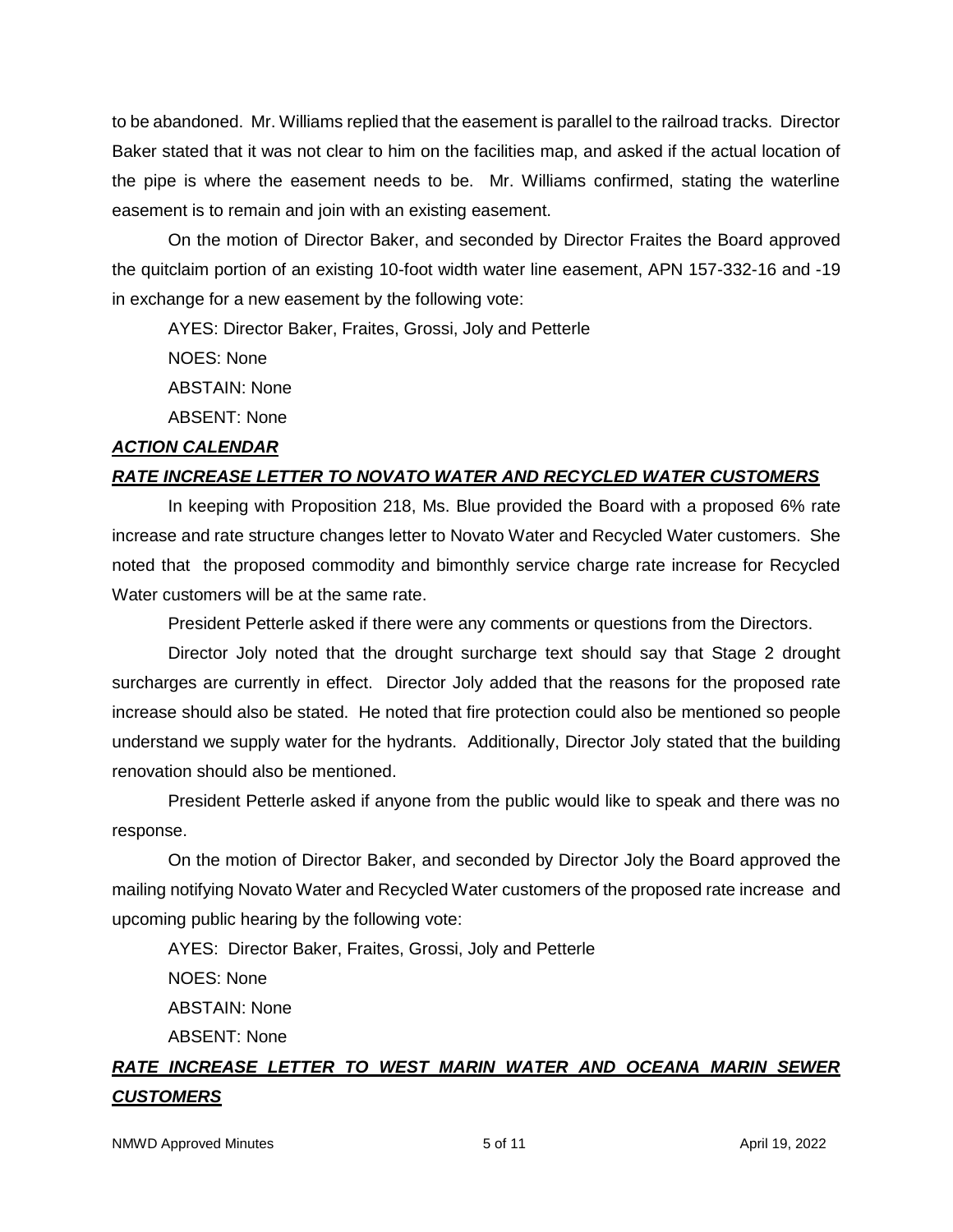to be abandoned. Mr. Williams replied that the easement is parallel to the railroad tracks. Director Baker stated that it was not clear to him on the facilities map, and asked if the actual location of the pipe is where the easement needs to be. Mr. Williams confirmed, stating the waterline easement is to remain and join with an existing easement.

On the motion of Director Baker, and seconded by Director Fraites the Board approved the quitclaim portion of an existing 10-foot width water line easement, APN 157-332-16 and -19 in exchange for a new easement by the following vote:

AYES: Director Baker, Fraites, Grossi, Joly and Petterle

NOES: None

ABSTAIN: None

ABSENT: None

***ACTION CALENDAR***

***RATE INCREASE LETTER TO NOVATO WATER AND RECYCLED WATER CUSTOMERS***

In keeping with Proposition 218, Ms. Blue provided the Board with a proposed 6% rate increase and rate structure changes letter to Novato Water and Recycled Water customers. She noted that the proposed commodity and bimonthly service charge rate increase for Recycled Water customers will be at the same rate.

President Petterle asked if there were any comments or questions from the Directors.

Director Joly noted that the drought surcharge text should say that Stage 2 drought surcharges are currently in effect. Director Joly added that the reasons for the proposed rate increase should also be stated. He noted that fire protection could also be mentioned so people understand we supply water for the hydrants. Additionally, Director Joly stated that the building renovation should also be mentioned.

President Petterle asked if anyone from the public would like to speak and there was no response.

On the motion of Director Baker, and seconded by Director Joly the Board approved the mailing notifying Novato Water and Recycled Water customers of the proposed rate increase and upcoming public hearing by the following vote:

AYES: Director Baker, Fraites, Grossi, Joly and Petterle

NOES: None

ABSTAIN: None

ABSENT: None

***RATE INCREASE LETTER TO WEST MARIN WATER AND OCEANA MARIN SEWER CUSTOMERS***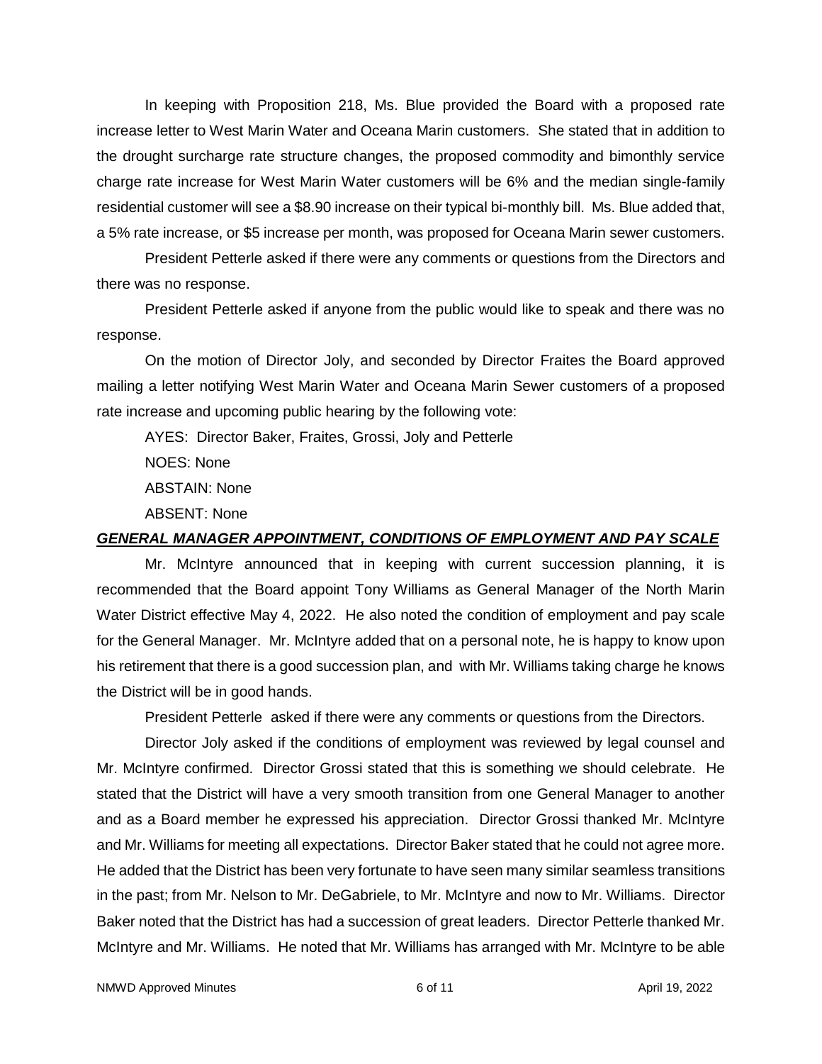In keeping with Proposition 218, Ms. Blue provided the Board with a proposed rate increase letter to West Marin Water and Oceana Marin customers. She stated that in addition to the drought surcharge rate structure changes, the proposed commodity and bimonthly service charge rate increase for West Marin Water customers will be 6% and the median single-family residential customer will see a $8.90 increase on their typical bi-monthly bill. Ms. Blue added that, a 5% rate increase, or $5 increase per month, was proposed for Oceana Marin sewer customers.

President Petterle asked if there were any comments or questions from the Directors and there was no response.

President Petterle asked if anyone from the public would like to speak and there was no response.

On the motion of Director Joly, and seconded by Director Fraites the Board approved mailing a letter notifying West Marin Water and Oceana Marin Sewer customers of a proposed rate increase and upcoming public hearing by the following vote:

AYES: Director Baker, Fraites, Grossi, Joly and Petterle

NOES: None

ABSTAIN: None

ABSENT: None

***GENERAL MANAGER APPOINTMENT, CONDITIONS OF EMPLOYMENT AND PAY SCALE***

Mr. McIntyre announced that in keeping with current succession planning, it is recommended that the Board appoint Tony Williams as General Manager of the North Marin Water District effective May 4, 2022. He also noted the condition of employment and pay scale for the General Manager. Mr. McIntyre added that on a personal note, he is happy to know upon his retirement that there is a good succession plan, and with Mr. Williams taking charge he knows the District will be in good hands.

President Petterle asked if there were any comments or questions from the Directors.

Director Joly asked if the conditions of employment was reviewed by legal counsel and Mr. McIntyre confirmed. Director Grossi stated that this is something we should celebrate. He stated that the District will have a very smooth transition from one General Manager to another and as a Board member he expressed his appreciation. Director Grossi thanked Mr. McIntyre and Mr. Williams for meeting all expectations. Director Baker stated that he could not agree more. He added that the District has been very fortunate to have seen many similar seamless transitions in the past; from Mr. Nelson to Mr. DeGabriele, to Mr. McIntyre and now to Mr. Williams. Director Baker noted that the District has had a succession of great leaders. Director Petterle thanked Mr. McIntyre and Mr. Williams. He noted that Mr. Williams has arranged with Mr. McIntyre to be able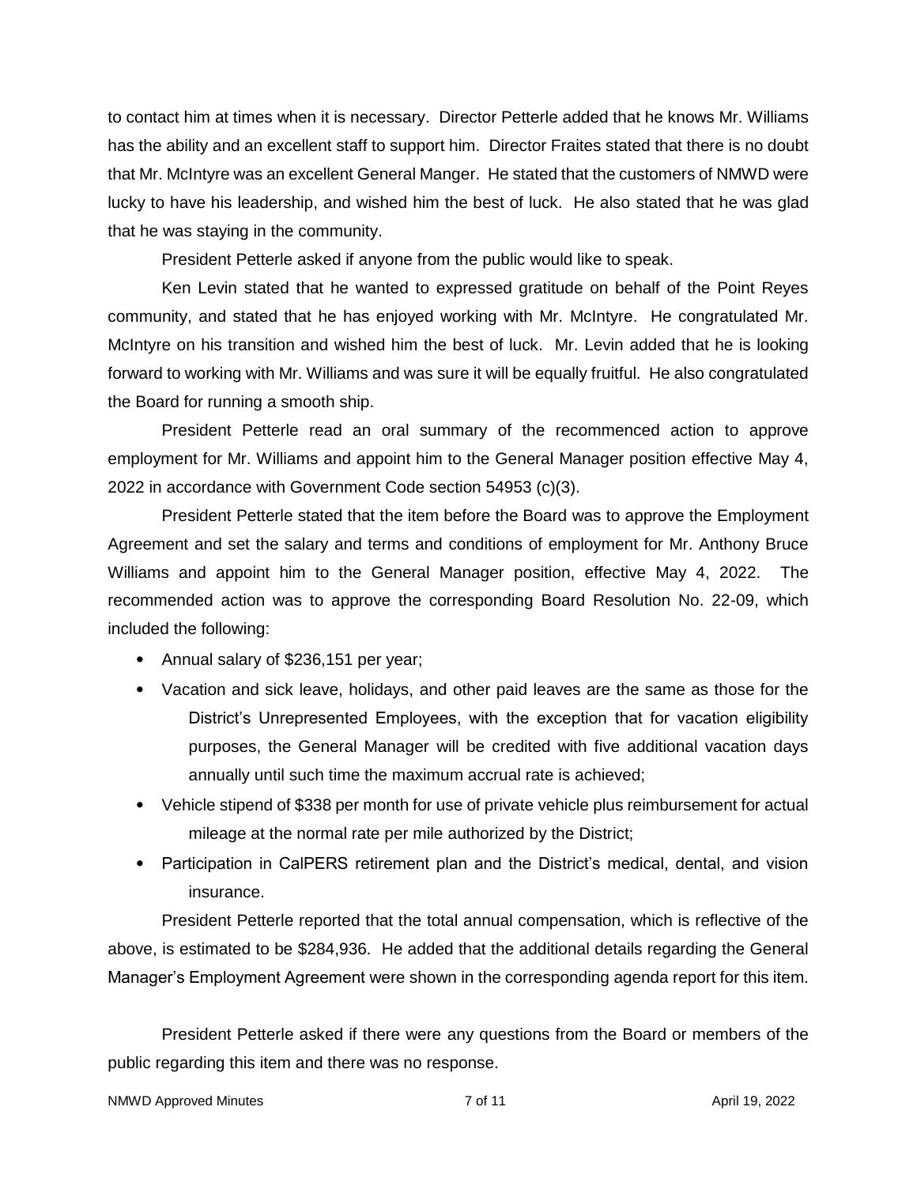to contact him at times when it is necessary. Director Petterle added that he knows Mr. Williams has the ability and an excellent staff to support him. Director Fraites stated that there is no doubt that Mr. McIntyre was an excellent General Manger. He stated that the customers of NMWD were lucky to have his leadership, and wished him the best of luck. He also stated that he was glad that he was staying in the community.

President Petterle asked if anyone from the public would like to speak.

Ken Levin stated that he wanted to expressed gratitude on behalf of the Point Reyes community, and stated that he has enjoyed working with Mr. McIntyre. He congratulated Mr. McIntyre on his transition and wished him the best of luck. Mr. Levin added that he is looking forward to working with Mr. Williams and was sure it will be equally fruitful. He also congratulated the Board for running a smooth ship.

President Petterle read an oral summary of the recommenced action to approve employment for Mr. Williams and appoint him to the General Manager position effective May 4, 2022 in accordance with Government Code section 54953 (c)(3).

President Petterle stated that the item before the Board was to approve the Employment Agreement and set the salary and terms and conditions of employment for Mr. Anthony Bruce Williams and appoint him to the General Manager position, effective May 4, 2022. The recommended action was to approve the corresponding Board Resolution No. 22-09, which included the following:

- Annual salary of $236,151 per year;
- Vacation and sick leave, holidays, and other paid leaves are the same as those for the District's Unrepresented Employees, with the exception that for vacation eligibility purposes, the General Manager will be credited with five additional vacation days annually until such time the maximum accrual rate is achieved;
- Vehicle stipend of $338 per month for use of private vehicle plus reimbursement for actual mileage at the normal rate per mile authorized by the District;
- Participation in CalPERS retirement plan and the District's medical, dental, and vision insurance.

President Petterle reported that the total annual compensation, which is reflective of the above, is estimated to be $284,936. He added that the additional details regarding the General Manager's Employment Agreement were shown in the corresponding agenda report for this item.

President Petterle asked if there were any questions from the Board or members of the public regarding this item and there was no response.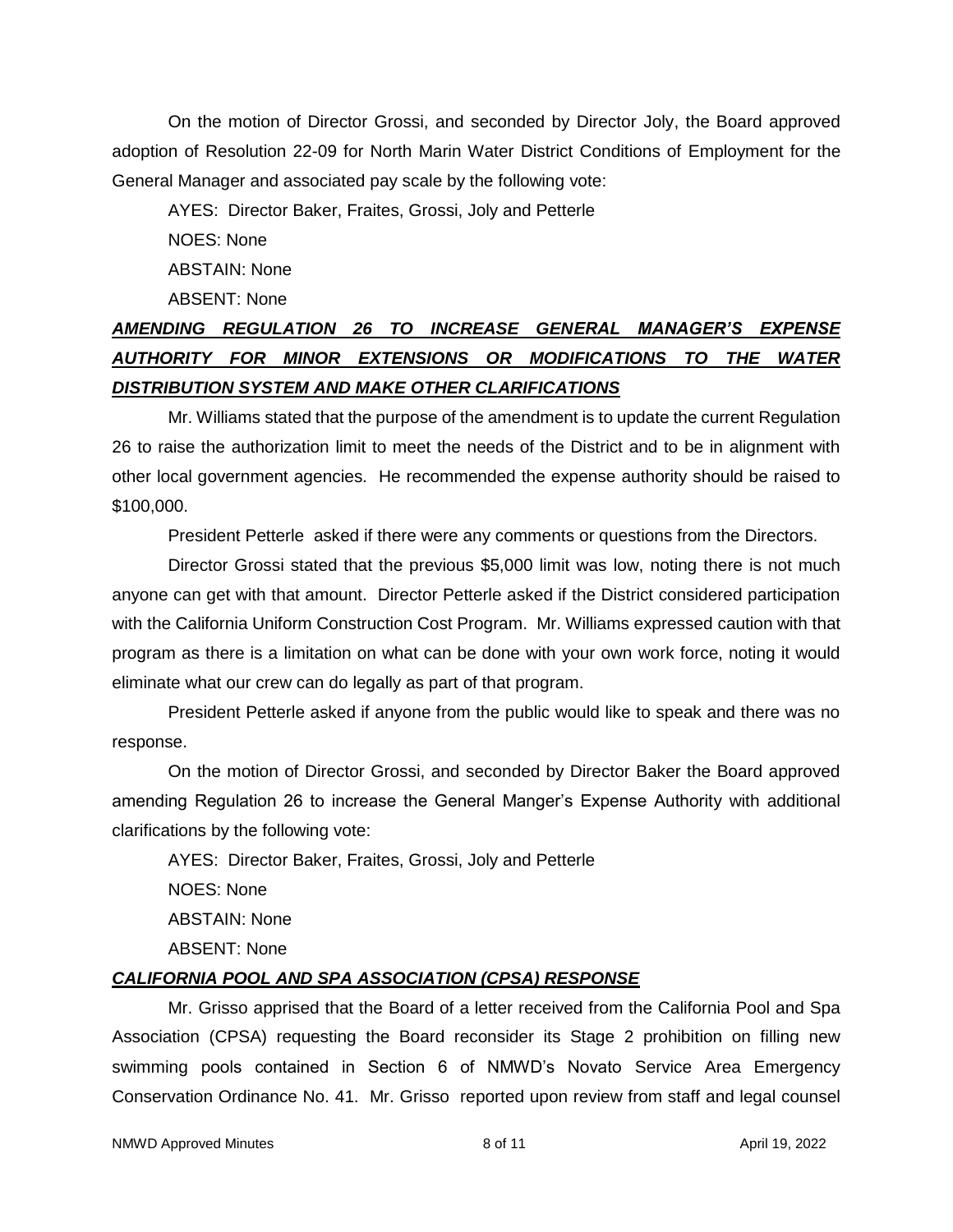On the motion of Director Grossi, and seconded by Director Joly, the Board approved adoption of Resolution 22-09 for North Marin Water District Conditions of Employment for the General Manager and associated pay scale by the following vote:

AYES: Director Baker, Fraites, Grossi, Joly and Petterle

NOES: None

ABSTAIN: None

ABSENT: None

***AMENDING REGULATION 26 TO INCREASE GENERAL MANAGER'S EXPENSE AUTHORITY FOR MINOR EXTENSIONS OR MODIFICATIONS TO THE WATER DISTRIBUTION SYSTEM AND MAKE OTHER CLARIFICATIONS***

Mr. Williams stated that the purpose of the amendment is to update the current Regulation 26 to raise the authorization limit to meet the needs of the District and to be in alignment with other local government agencies. He recommended the expense authority should be raised to $100,000.

President Petterle asked if there were any comments or questions from the Directors.

Director Grossi stated that the previous $5,000 limit was low, noting there is not much anyone can get with that amount. Director Petterle asked if the District considered participation with the California Uniform Construction Cost Program. Mr. Williams expressed caution with that program as there is a limitation on what can be done with your own work force, noting it would eliminate what our crew can do legally as part of that program.

President Petterle asked if anyone from the public would like to speak and there was no response.

On the motion of Director Grossi, and seconded by Director Baker the Board approved amending Regulation 26 to increase the General Manger's Expense Authority with additional clarifications by the following vote:

AYES: Director Baker, Fraites, Grossi, Joly and Petterle

NOES: None

ABSTAIN: None

ABSENT: None

***CALIFORNIA POOL AND SPA ASSOCIATION (CPSA) RESPONSE***

Mr. Grisso apprised that the Board of a letter received from the California Pool and Spa Association (CPSA) requesting the Board reconsider its Stage 2 prohibition on filling new swimming pools contained in Section 6 of NMWD's Novato Service Area Emergency Conservation Ordinance No. 41. Mr. Grisso reported upon review from staff and legal counsel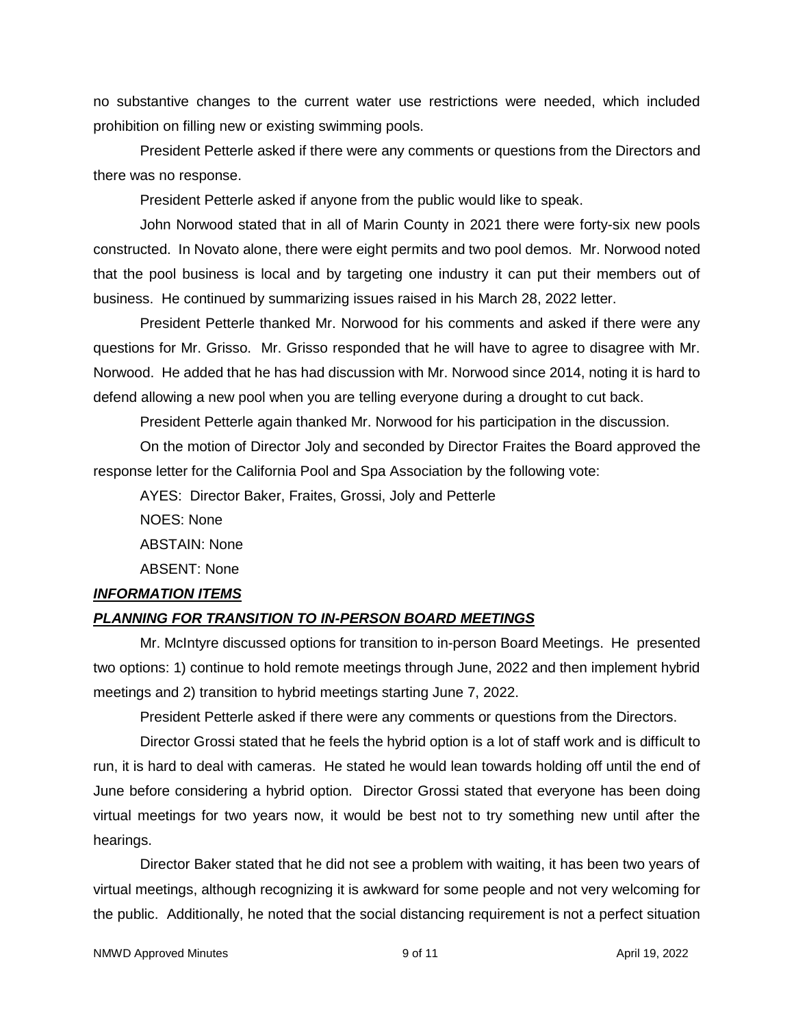no substantive changes to the current water use restrictions were needed, which included prohibition on filling new or existing swimming pools.

President Petterle asked if there were any comments or questions from the Directors and there was no response.

President Petterle asked if anyone from the public would like to speak.

John Norwood stated that in all of Marin County in 2021 there were forty-six new pools constructed. In Novato alone, there were eight permits and two pool demos. Mr. Norwood noted that the pool business is local and by targeting one industry it can put their members out of business. He continued by summarizing issues raised in his March 28, 2022 letter.

President Petterle thanked Mr. Norwood for his comments and asked if there were any questions for Mr. Grisso. Mr. Grisso responded that he will have to agree to disagree with Mr. Norwood. He added that he has had discussion with Mr. Norwood since 2014, noting it is hard to defend allowing a new pool when you are telling everyone during a drought to cut back.

President Petterle again thanked Mr. Norwood for his participation in the discussion.

On the motion of Director Joly and seconded by Director Fraites the Board approved the response letter for the California Pool and Spa Association by the following vote:

AYES: Director Baker, Fraites, Grossi, Joly and Petterle

NOES: None

ABSTAIN: None

ABSENT: None

***INFORMATION ITEMS***

***PLANNING FOR TRANSITION TO IN-PERSON BOARD MEETINGS***

Mr. McIntyre discussed options for transition to in-person Board Meetings. He presented two options: 1) continue to hold remote meetings through June, 2022 and then implement hybrid meetings and 2) transition to hybrid meetings starting June 7, 2022.

President Petterle asked if there were any comments or questions from the Directors.

Director Grossi stated that he feels the hybrid option is a lot of staff work and is difficult to run, it is hard to deal with cameras. He stated he would lean towards holding off until the end of June before considering a hybrid option. Director Grossi stated that everyone has been doing virtual meetings for two years now, it would be best not to try something new until after the hearings.

Director Baker stated that he did not see a problem with waiting, it has been two years of virtual meetings, although recognizing it is awkward for some people and not very welcoming for the public. Additionally, he noted that the social distancing requirement is not a perfect situation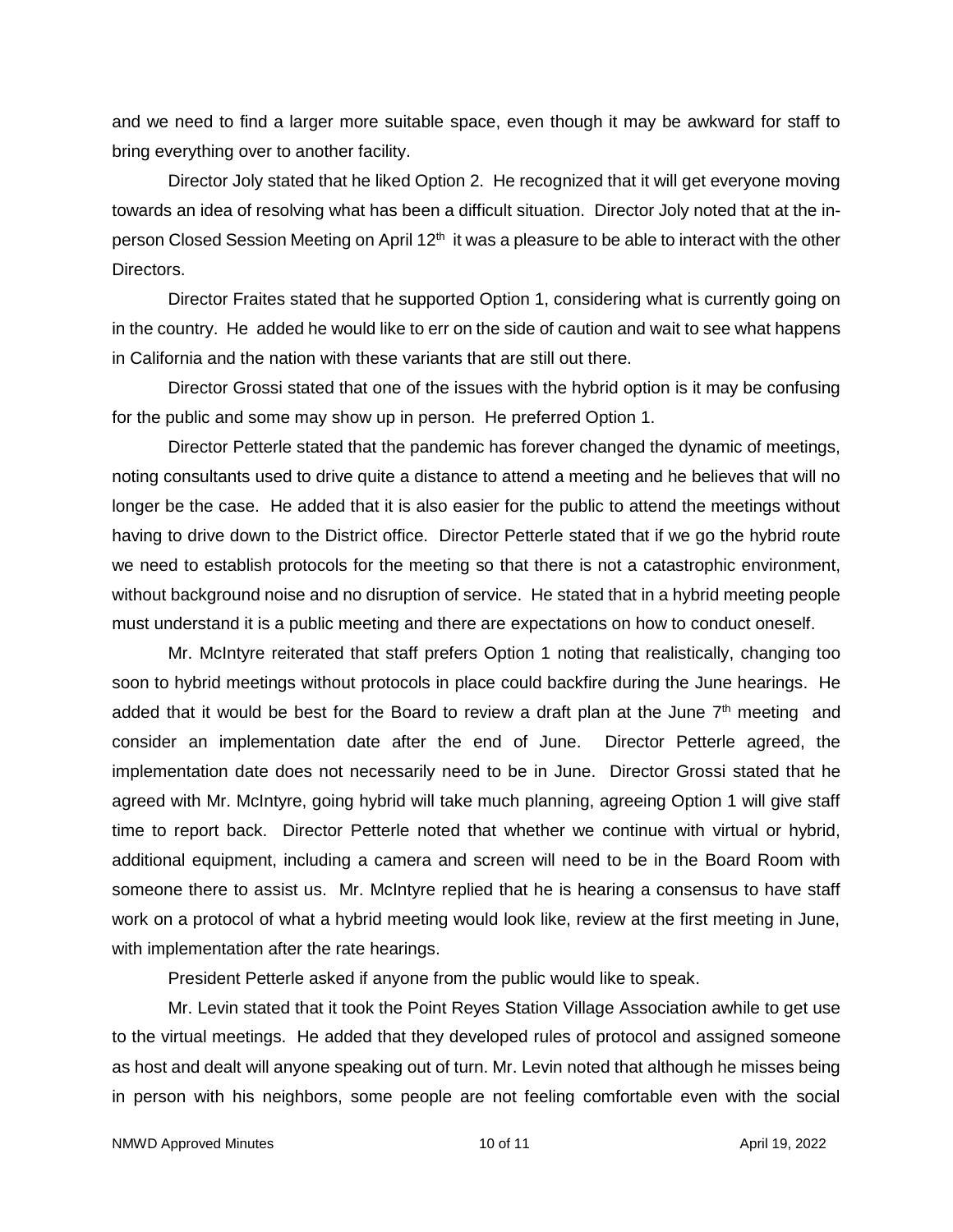and we need to find a larger more suitable space, even though it may be awkward for staff to bring everything over to another facility.

Director Joly stated that he liked Option 2. He recognized that it will get everyone moving towards an idea of resolving what has been a difficult situation. Director Joly noted that at the in-person Closed Session Meeting on April 12th it was a pleasure to be able to interact with the other Directors.

Director Fraites stated that he supported Option 1, considering what is currently going on in the country. He added he would like to err on the side of caution and wait to see what happens in California and the nation with these variants that are still out there.

Director Grossi stated that one of the issues with the hybrid option is it may be confusing for the public and some may show up in person. He preferred Option 1.

Director Petterle stated that the pandemic has forever changed the dynamic of meetings, noting consultants used to drive quite a distance to attend a meeting and he believes that will no longer be the case. He added that it is also easier for the public to attend the meetings without having to drive down to the District office. Director Petterle stated that if we go the hybrid route we need to establish protocols for the meeting so that there is not a catastrophic environment, without background noise and no disruption of service. He stated that in a hybrid meeting people must understand it is a public meeting and there are expectations on how to conduct oneself.

Mr. McIntyre reiterated that staff prefers Option 1 noting that realistically, changing too soon to hybrid meetings without protocols in place could backfire during the June hearings. He added that it would be best for the Board to review a draft plan at the June 7th meeting and consider an implementation date after the end of June. Director Petterle agreed, the implementation date does not necessarily need to be in June. Director Grossi stated that he agreed with Mr. McIntyre, going hybrid will take much planning, agreeing Option 1 will give staff time to report back. Director Petterle noted that whether we continue with virtual or hybrid, additional equipment, including a camera and screen will need to be in the Board Room with someone there to assist us. Mr. McIntyre replied that he is hearing a consensus to have staff work on a protocol of what a hybrid meeting would look like, review at the first meeting in June, with implementation after the rate hearings.

President Petterle asked if anyone from the public would like to speak.

Mr. Levin stated that it took the Point Reyes Station Village Association awhile to get use to the virtual meetings. He added that they developed rules of protocol and assigned someone as host and dealt will anyone speaking out of turn. Mr. Levin noted that although he misses being in person with his neighbors, some people are not feeling comfortable even with the social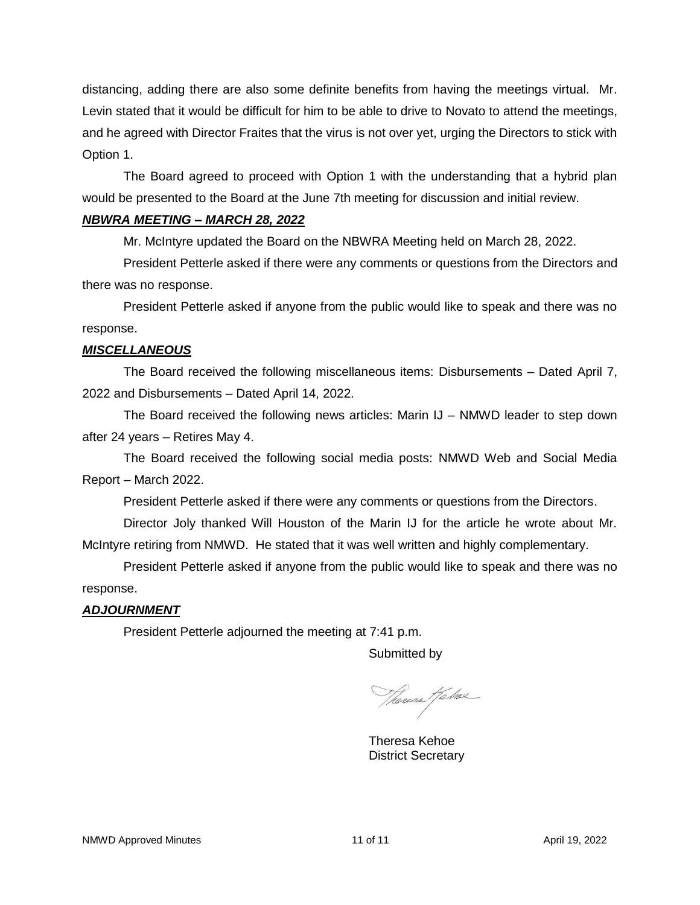distancing, adding there are also some definite benefits from having the meetings virtual. Mr. Levin stated that it would be difficult for him to be able to drive to Novato to attend the meetings, and he agreed with Director Fraites that the virus is not over yet, urging the Directors to stick with Option 1.

The Board agreed to proceed with Option 1 with the understanding that a hybrid plan would be presented to the Board at the June 7th meeting for discussion and initial review.

***NBWRA MEETING – MARCH 28, 2022***

Mr. McIntyre updated the Board on the NBWRA Meeting held on March 28, 2022.

President Petterle asked if there were any comments or questions from the Directors and there was no response.

President Petterle asked if anyone from the public would like to speak and there was no response.

***MISCELLANEOUS***

The Board received the following miscellaneous items: Disbursements – Dated April 7, 2022 and Disbursements – Dated April 14, 2022.

The Board received the following news articles: Marin IJ – NMWD leader to step down after 24 years – Retires May 4.

The Board received the following social media posts: NMWD Web and Social Media Report – March 2022.

President Petterle asked if there were any comments or questions from the Directors.

Director Joly thanked Will Houston of the Marin IJ for the article he wrote about Mr. McIntyre retiring from NMWD. He stated that it was well written and highly complementary.

President Petterle asked if anyone from the public would like to speak and there was no response.

***ADJOURNMENT***

President Petterle adjourned the meeting at 7:41 p.m.

Submitted by

Theresa Kehoe
District Secretary